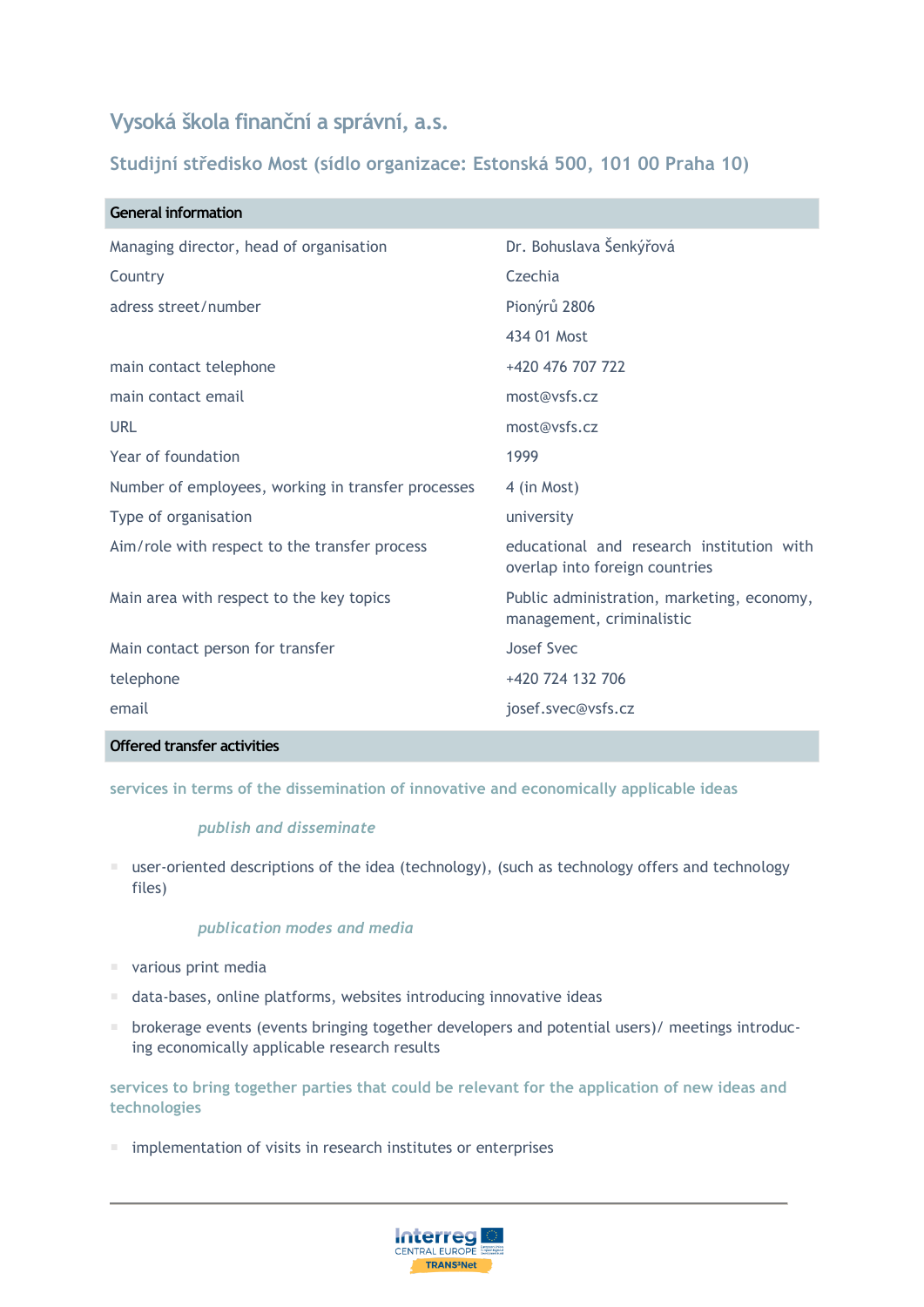# Vysoká škola finanční a správní, a.s.

## Studijní středisko Most (sídlo organizace: Estonská 500, 101 00 Praha 10)

| General information | |
|---|---|
| Managing director, head of organisation | Dr. Bohuslava Šenkýřová |
| Country | Czechia |
| adress street/number | Pionýrů 2806 |
| | 434 01 Most |
| main contact telephone | +420 476 707 722 |
| main contact email | most@vsfs.cz |
| URL | most@vsfs.cz |
| Year of foundation | 1999 |
| Number of employees, working in transfer processes | 4 (in Most) |
| Type of organisation | university |
| Aim/role with respect to the transfer process | educational and research institution with overlap into foreign countries |
| Main area with respect to the key topics | Public administration, marketing, economy, management, criminalistic |
| Main contact person for transfer | Josef Svec |
| telephone | +420 724 132 706 |
| email | josef.svec@vsfs.cz |

## Offered transfer activities

### services in terms of the dissemination of innovative and economically applicable ideas

#### *publish and disseminate*

- user-oriented descriptions of the idea (technology), (such as technology offers and technology files)

#### *publication modes and media*

- various print media
- data-bases, online platforms, websites introducing innovative ideas
- brokerage events (events bringing together developers and potential users)/ meetings introducing economically applicable research results

### services to bring together parties that could be relevant for the application of new ideas and technologies

- implementation of visits in research institutes or enterprises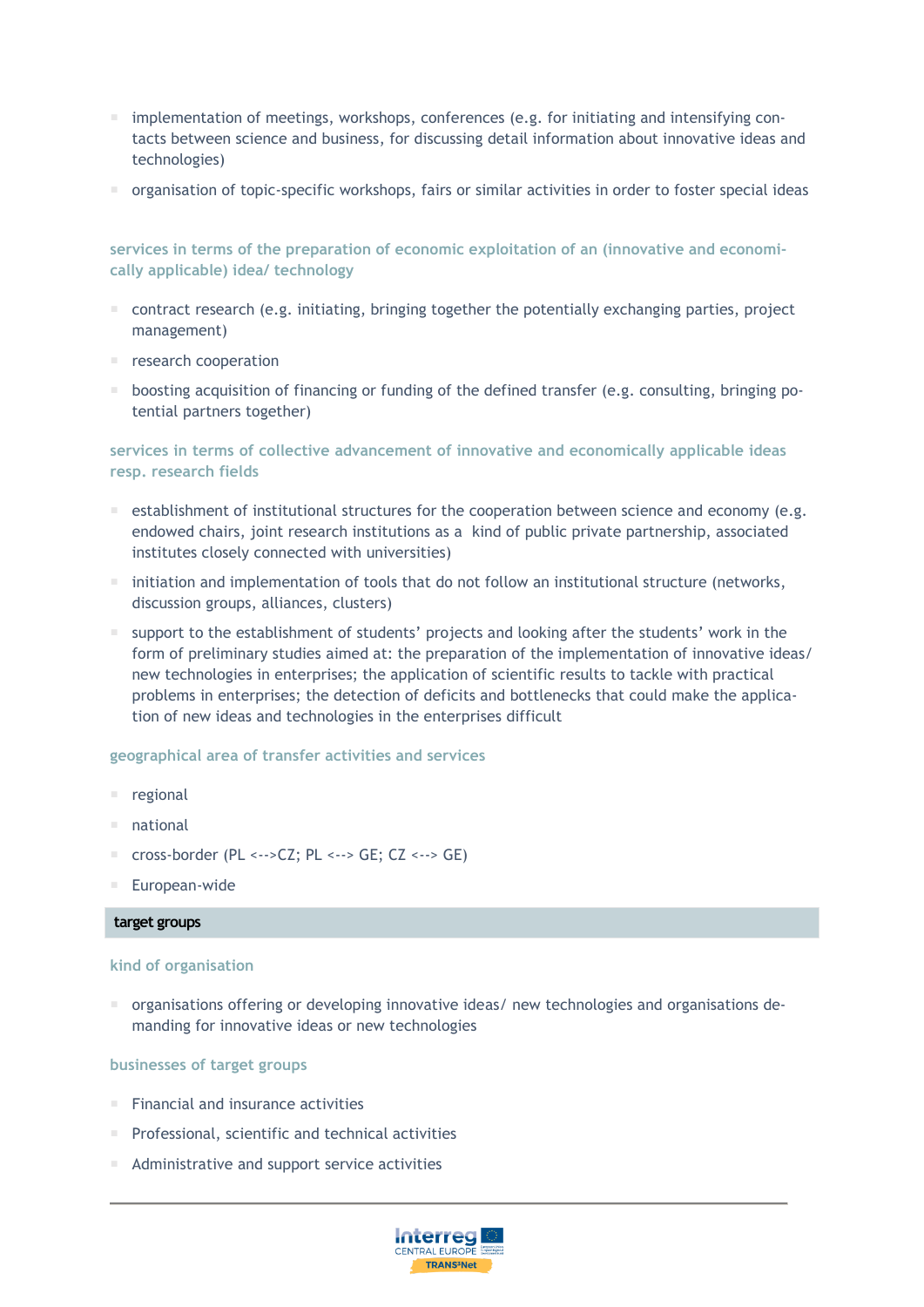- implementation of meetings, workshops, conferences (e.g. for initiating and intensifying contacts between science and business, for discussing detail information about innovative ideas and technologies)
- organisation of topic-specific workshops, fairs or similar activities in order to foster special ideas

#### services in terms of the preparation of economic exploitation of an (innovative and economically applicable) idea/ technology

- contract research (e.g. initiating, bringing together the potentially exchanging parties, project management)
- research cooperation
- boosting acquisition of financing or funding of the defined transfer (e.g. consulting, bringing potential partners together)

#### services in terms of collective advancement of innovative and economically applicable ideas resp. research fields

- establishment of institutional structures for the cooperation between science and economy (e.g. endowed chairs, joint research institutions as a kind of public private partnership, associated institutes closely connected with universities)
- initiation and implementation of tools that do not follow an institutional structure (networks, discussion groups, alliances, clusters)
- support to the establishment of students' projects and looking after the students' work in the form of preliminary studies aimed at: the preparation of the implementation of innovative ideas/ new technologies in enterprises; the application of scientific results to tackle with practical problems in enterprises; the detection of deficits and bottlenecks that could make the application of new ideas and technologies in the enterprises difficult

#### geographical area of transfer activities and services

- regional
- national
- cross-border (PL <-->CZ; PL <--> GE; CZ <--> GE)
- European-wide

### target groups

#### kind of organisation

- organisations offering or developing innovative ideas/ new technologies and organisations demanding for innovative ideas or new technologies

#### businesses of target groups

- Financial and insurance activities
- Professional, scientific and technical activities
- Administrative and support service activities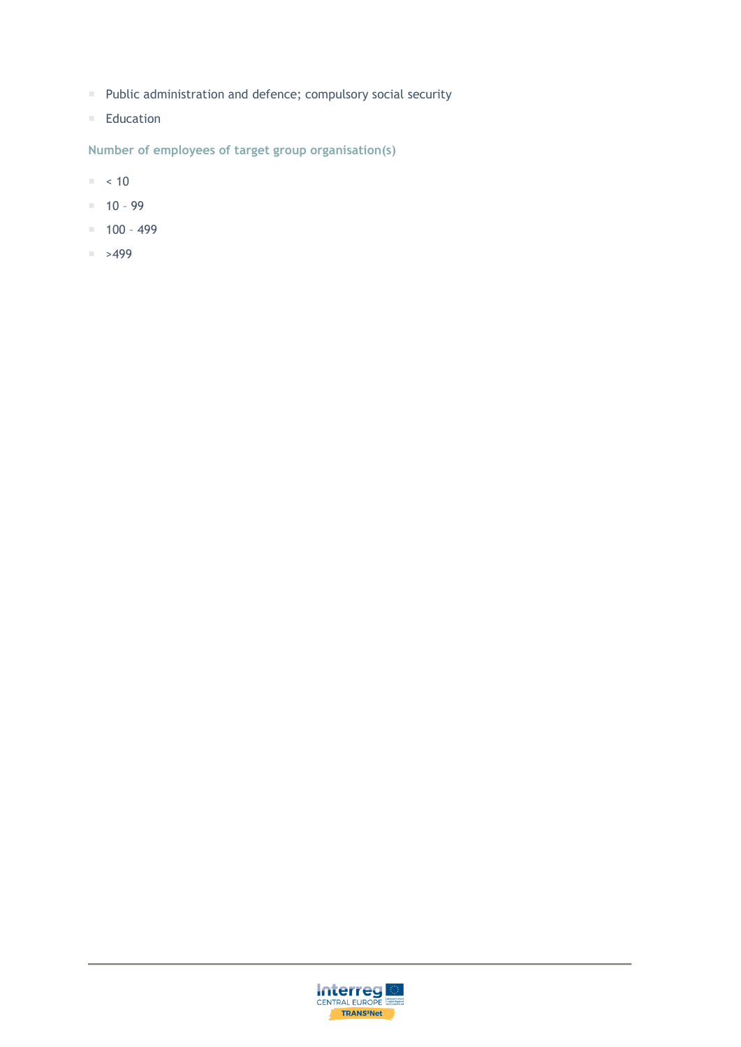- Public administration and defence; compulsory social security
- Education

### Number of employees of target group organisation(s)

- < 10
- 10 – 99
- 100 – 499
- >499